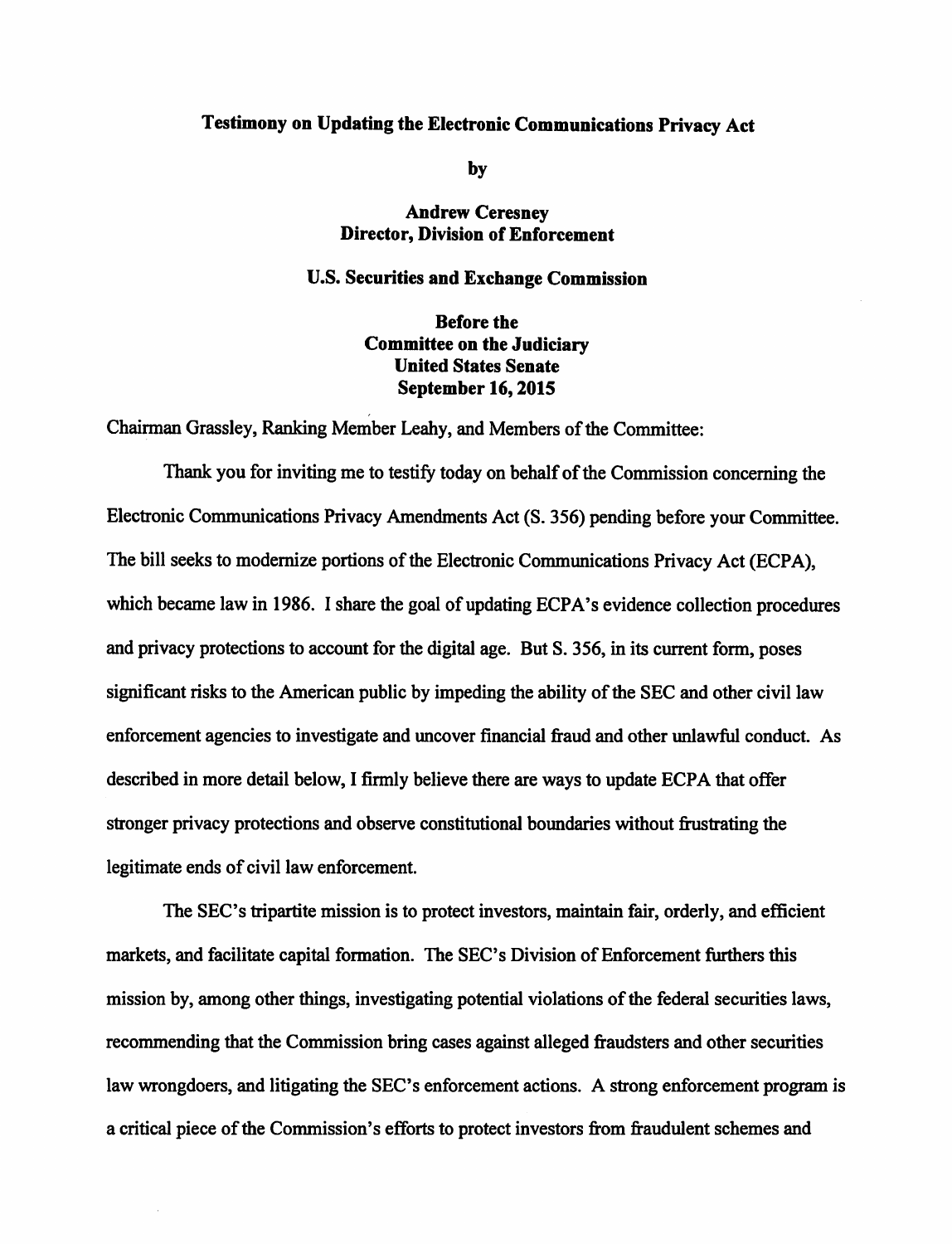# Testimony on Updating the Electronic Communications Privacy Act

**by**

**Andrew Ceresney**
**Director, Division of Enforcement**

**U.S. Securities and Exchange Commission**

**Before the**
**Committee on the Judiciary**
**United States Senate**
**September 16, 2015**

Chairman Grassley, Ranking Member Leahy, and Members of the Committee:

Thank you for inviting me to testify today on behalf of the Commission concerning the Electronic Communications Privacy Amendments Act (S. 356) pending before your Committee. The bill seeks to modernize portions of the Electronic Communications Privacy Act (ECPA), which became law in 1986. I share the goal of updating ECPA's evidence collection procedures and privacy protections to account for the digital age. But S. 356, in its current form, poses significant risks to the American public by impeding the ability of the SEC and other civil law enforcement agencies to investigate and uncover financial fraud and other unlawful conduct. As described in more detail below, I firmly believe there are ways to update ECPA that offer stronger privacy protections and observe constitutional boundaries without frustrating the legitimate ends of civil law enforcement.

The SEC's tripartite mission is to protect investors, maintain fair, orderly, and efficient markets, and facilitate capital formation. The SEC's Division of Enforcement furthers this mission by, among other things, investigating potential violations of the federal securities laws, recommending that the Commission bring cases against alleged fraudsters and other securities law wrongdoers, and litigating the SEC's enforcement actions. A strong enforcement program is a critical piece of the Commission's efforts to protect investors from fraudulent schemes and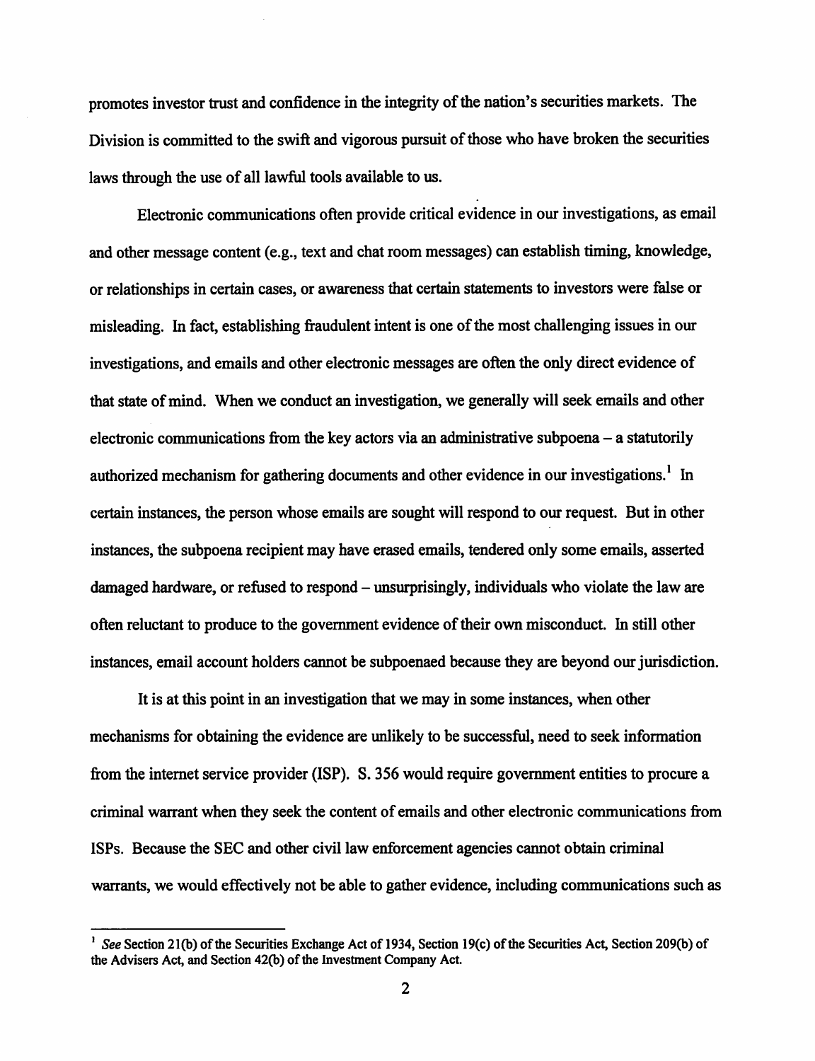promotes investor trust and confidence in the integrity of the nation's securities markets. The Division is committed to the swift and vigorous pursuit of those who have broken the securities laws through the use of all lawful tools available to us.

Electronic communications often provide critical evidence in our investigations, as email and other message content (e.g., text and chat room messages) can establish timing, knowledge, or relationships in certain cases, or awareness that certain statements to investors were false or misleading. In fact, establishing fraudulent intent is one of the most challenging issues in our investigations, and emails and other electronic messages are often the only direct evidence of that state of mind. When we conduct an investigation, we generally will seek emails and other electronic communications from the key actors via an administrative subpoena – a statutorily authorized mechanism for gathering documents and other evidence in our investigations.[1] In certain instances, the person whose emails are sought will respond to our request. But in other instances, the subpoena recipient may have erased emails, tendered only some emails, asserted damaged hardware, or refused to respond – unsurprisingly, individuals who violate the law are often reluctant to produce to the government evidence of their own misconduct. In still other instances, email account holders cannot be subpoenaed because they are beyond our jurisdiction.

It is at this point in an investigation that we may in some instances, when other mechanisms for obtaining the evidence are unlikely to be successful, need to seek information from the internet service provider (ISP). S. 356 would require government entities to procure a criminal warrant when they seek the content of emails and other electronic communications from ISPs. Because the SEC and other civil law enforcement agencies cannot obtain criminal warrants, we would effectively not be able to gather evidence, including communications such as

---

[1] *See* Section 21(b) of the Securities Exchange Act of 1934, Section 19(c) of the Securities Act, Section 209(b) of the Advisers Act, and Section 42(b) of the Investment Company Act.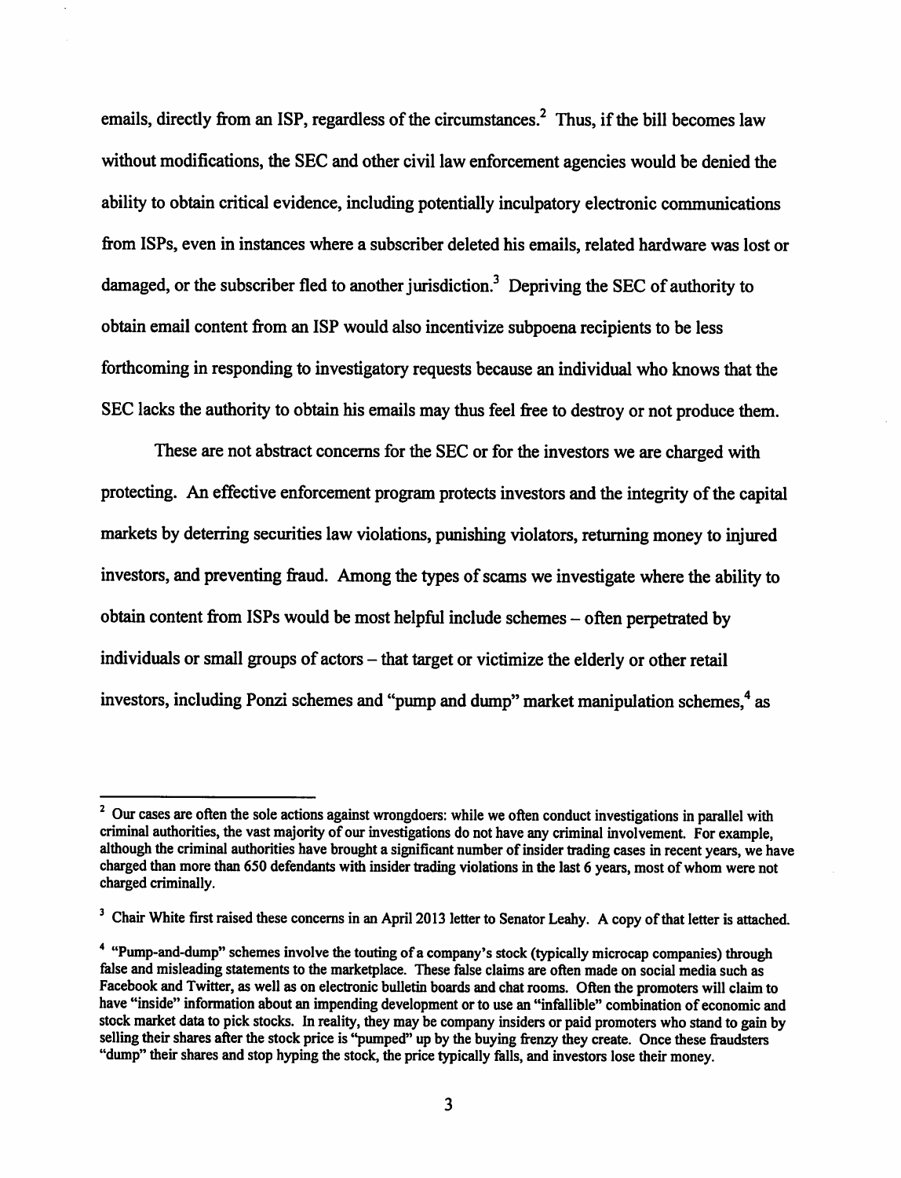emails, directly from an ISP, regardless of the circumstances.[2] Thus, if the bill becomes law without modifications, the SEC and other civil law enforcement agencies would be denied the ability to obtain critical evidence, including potentially inculpatory electronic communications from ISPs, even in instances where a subscriber deleted his emails, related hardware was lost or damaged, or the subscriber fled to another jurisdiction.[3] Depriving the SEC of authority to obtain email content from an ISP would also incentivize subpoena recipients to be less forthcoming in responding to investigatory requests because an individual who knows that the SEC lacks the authority to obtain his emails may thus feel free to destroy or not produce them.

These are not abstract concerns for the SEC or for the investors we are charged with protecting. An effective enforcement program protects investors and the integrity of the capital markets by deterring securities law violations, punishing violators, returning money to injured investors, and preventing fraud. Among the types of scams we investigate where the ability to obtain content from ISPs would be most helpful include schemes – often perpetrated by individuals or small groups of actors – that target or victimize the elderly or other retail investors, including Ponzi schemes and "pump and dump" market manipulation schemes,[4] as

---

[2] Our cases are often the sole actions against wrongdoers: while we often conduct investigations in parallel with criminal authorities, the vast majority of our investigations do not have any criminal involvement. For example, although the criminal authorities have brought a significant number of insider trading cases in recent years, we have charged than more than 650 defendants with insider trading violations in the last 6 years, most of whom were not charged criminally.

[3] Chair White first raised these concerns in an April 2013 letter to Senator Leahy. A copy of that letter is attached.

[4] "Pump-and-dump" schemes involve the touting of a company's stock (typically microcap companies) through false and misleading statements to the marketplace. These false claims are often made on social media such as Facebook and Twitter, as well as on electronic bulletin boards and chat rooms. Often the promoters will claim to have "inside" information about an impending development or to use an "infallible" combination of economic and stock market data to pick stocks. In reality, they may be company insiders or paid promoters who stand to gain by selling their shares after the stock price is "pumped" up by the buying frenzy they create. Once these fraudsters "dump" their shares and stop hyping the stock, the price typically falls, and investors lose their money.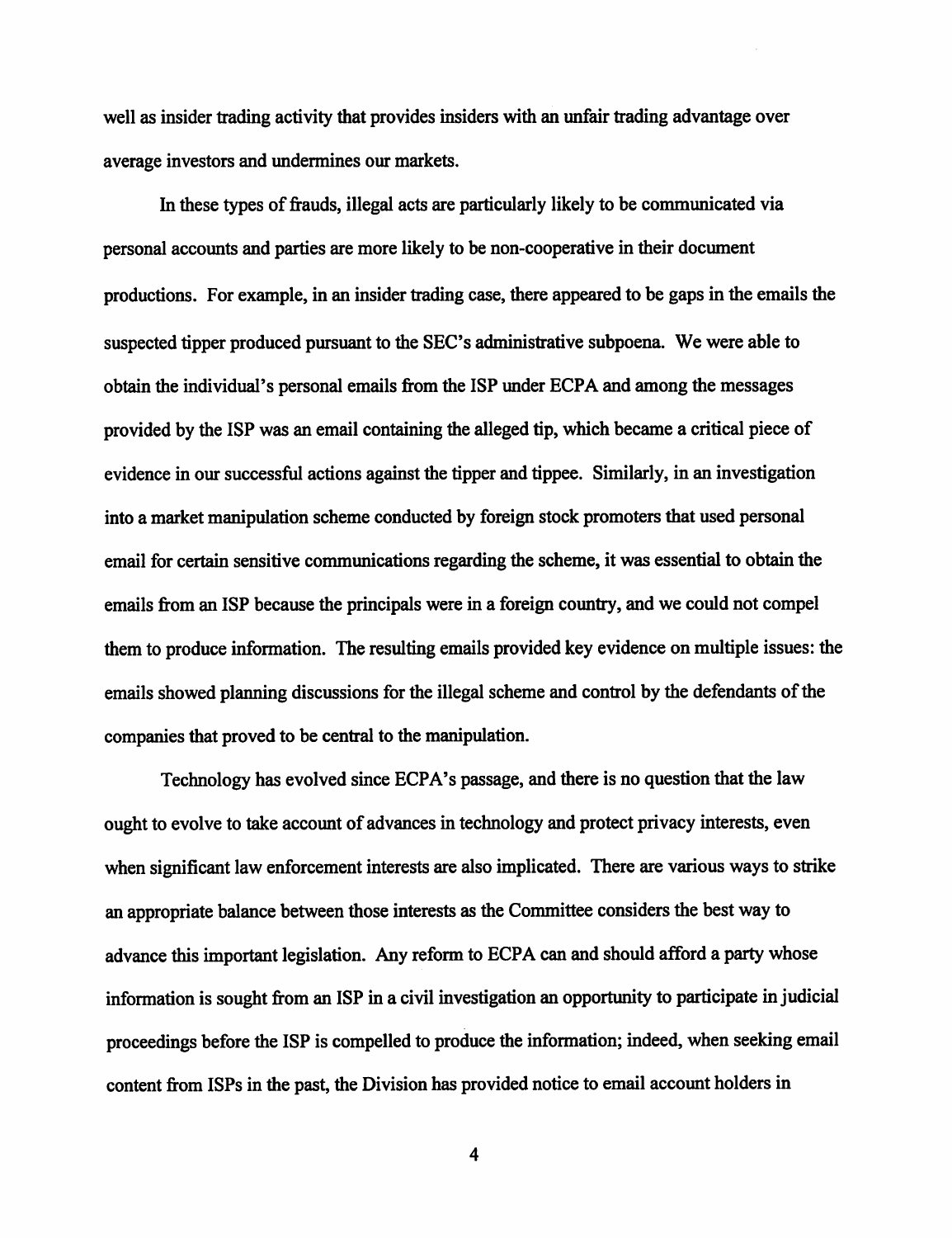well as insider trading activity that provides insiders with an unfair trading advantage over average investors and undermines our markets.

In these types of frauds, illegal acts are particularly likely to be communicated via personal accounts and parties are more likely to be non-cooperative in their document productions. For example, in an insider trading case, there appeared to be gaps in the emails the suspected tipper produced pursuant to the SEC's administrative subpoena. We were able to obtain the individual's personal emails from the ISP under ECPA and among the messages provided by the ISP was an email containing the alleged tip, which became a critical piece of evidence in our successful actions against the tipper and tippee. Similarly, in an investigation into a market manipulation scheme conducted by foreign stock promoters that used personal email for certain sensitive communications regarding the scheme, it was essential to obtain the emails from an ISP because the principals were in a foreign country, and we could not compel them to produce information. The resulting emails provided key evidence on multiple issues: the emails showed planning discussions for the illegal scheme and control by the defendants of the companies that proved to be central to the manipulation.

Technology has evolved since ECPA's passage, and there is no question that the law ought to evolve to take account of advances in technology and protect privacy interests, even when significant law enforcement interests are also implicated. There are various ways to strike an appropriate balance between those interests as the Committee considers the best way to advance this important legislation. Any reform to ECPA can and should afford a party whose information is sought from an ISP in a civil investigation an opportunity to participate in judicial proceedings before the ISP is compelled to produce the information; indeed, when seeking email content from ISPs in the past, the Division has provided notice to email account holders in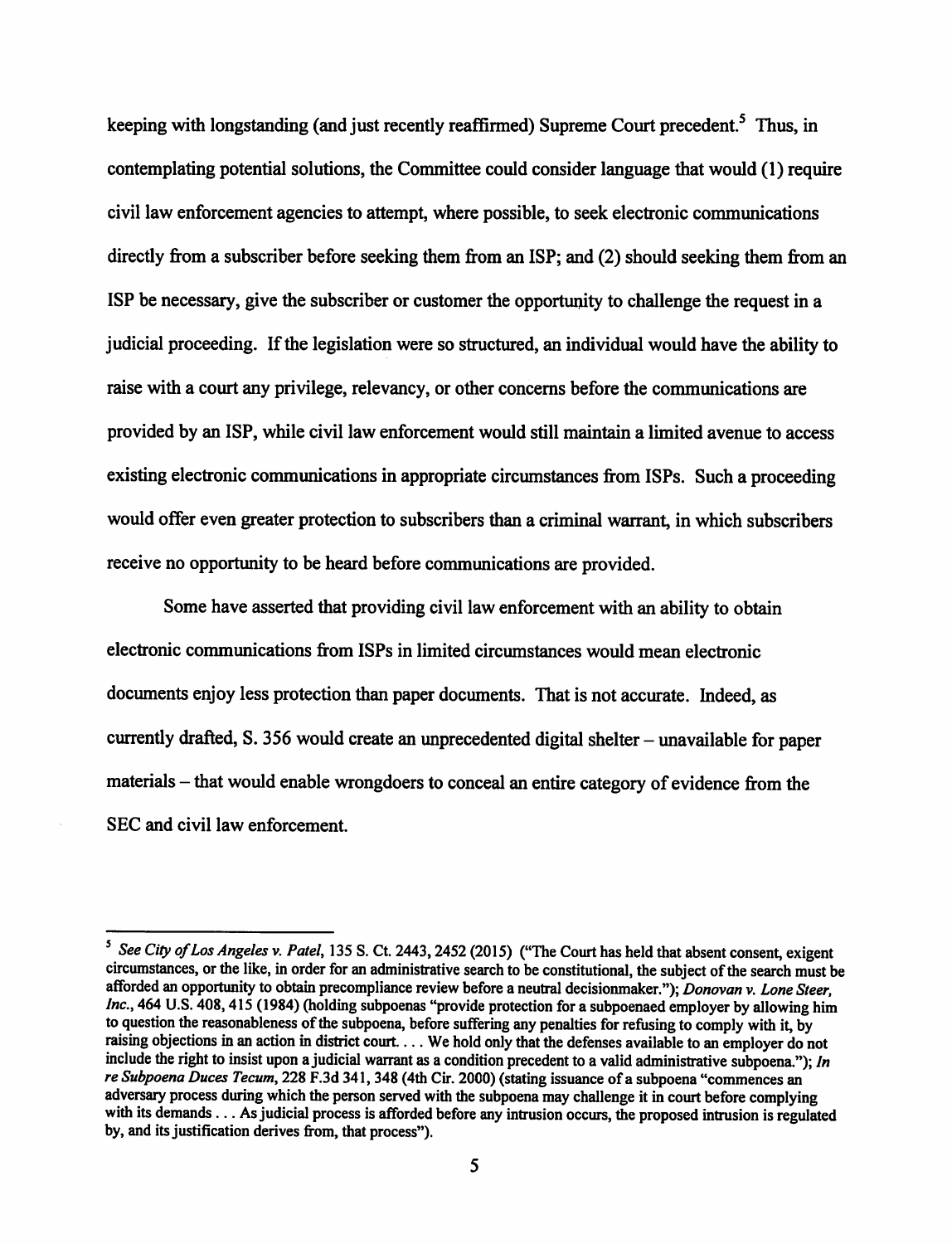keeping with longstanding (and just recently reaffirmed) Supreme Court precedent.[5] Thus, in contemplating potential solutions, the Committee could consider language that would (1) require civil law enforcement agencies to attempt, where possible, to seek electronic communications directly from a subscriber before seeking them from an ISP; and (2) should seeking them from an ISP be necessary, give the subscriber or customer the opportunity to challenge the request in a judicial proceeding. If the legislation were so structured, an individual would have the ability to raise with a court any privilege, relevancy, or other concerns before the communications are provided by an ISP, while civil law enforcement would still maintain a limited avenue to access existing electronic communications in appropriate circumstances from ISPs. Such a proceeding would offer even greater protection to subscribers than a criminal warrant, in which subscribers receive no opportunity to be heard before communications are provided.

Some have asserted that providing civil law enforcement with an ability to obtain electronic communications from ISPs in limited circumstances would mean electronic documents enjoy less protection than paper documents. That is not accurate. Indeed, as currently drafted, S. 356 would create an unprecedented digital shelter – unavailable for paper materials – that would enable wrongdoers to conceal an entire category of evidence from the SEC and civil law enforcement.

---

[5] *See City of Los Angeles v. Patel*, 135 S. Ct. 2443, 2452 (2015) ("The Court has held that absent consent, exigent circumstances, or the like, in order for an administrative search to be constitutional, the subject of the search must be afforded an opportunity to obtain precompliance review before a neutral decisionmaker."); *Donovan v. Lone Steer, Inc.*, 464 U.S. 408, 415 (1984) (holding subpoenas "provide protection for a subpoenaed employer by allowing him to question the reasonableness of the subpoena, before suffering any penalties for refusing to comply with it, by raising objections in an action in district court. . . . We hold only that the defenses available to an employer do not include the right to insist upon a judicial warrant as a condition precedent to a valid administrative subpoena."); *In re Subpoena Duces Tecum*, 228 F.3d 341, 348 (4th Cir. 2000) (stating issuance of a subpoena "commences an adversary process during which the person served with the subpoena may challenge it in court before complying with its demands . . . As judicial process is afforded before any intrusion occurs, the proposed intrusion is regulated by, and its justification derives from, that process").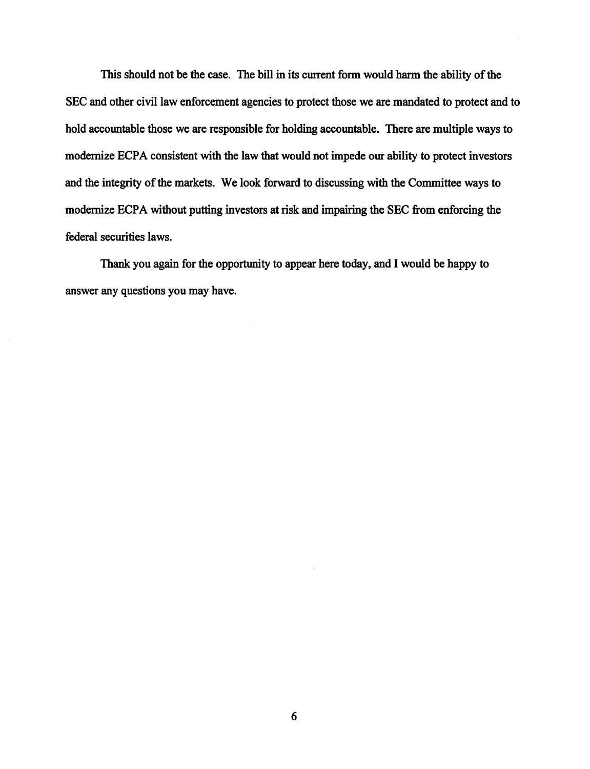This should not be the case. The bill in its current form would harm the ability of the SEC and other civil law enforcement agencies to protect those we are mandated to protect and to hold accountable those we are responsible for holding accountable. There are multiple ways to modernize ECPA consistent with the law that would not impede our ability to protect investors and the integrity of the markets. We look forward to discussing with the Committee ways to modernize ECPA without putting investors at risk and impairing the SEC from enforcing the federal securities laws.

Thank you again for the opportunity to appear here today, and I would be happy to answer any questions you may have.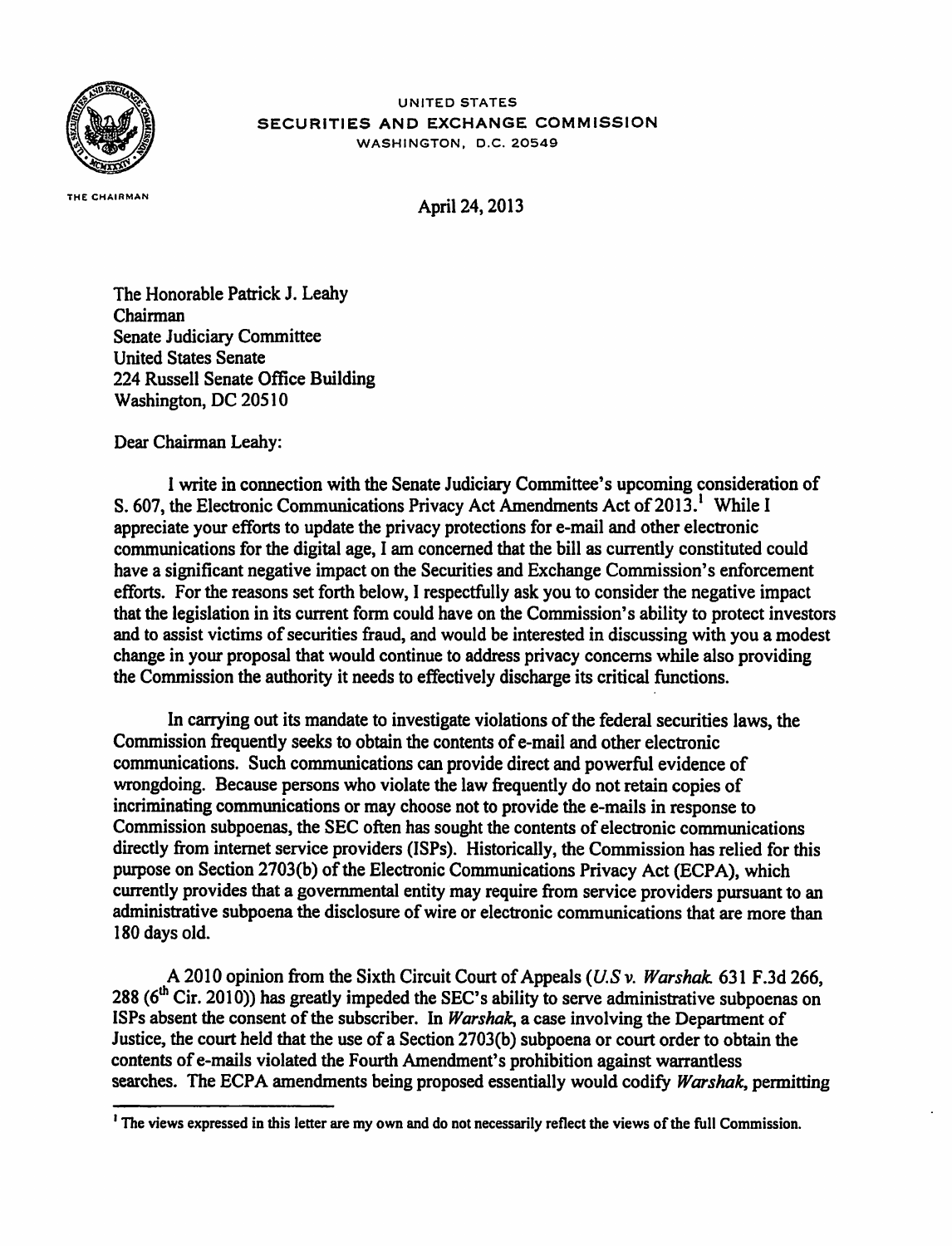UNITED STATES
SECURITIES AND EXCHANGE COMMISSION
WASHINGTON, D.C. 20549

THE CHAIRMAN

April 24, 2013

The Honorable Patrick J. Leahy
Chairman
Senate Judiciary Committee
United States Senate
224 Russell Senate Office Building
Washington, DC 20510

Dear Chairman Leahy:

I write in connection with the Senate Judiciary Committee's upcoming consideration of S. 607, the Electronic Communications Privacy Act Amendments Act of 2013.[1] While I appreciate your efforts to update the privacy protections for e-mail and other electronic communications for the digital age, I am concerned that the bill as currently constituted could have a significant negative impact on the Securities and Exchange Commission's enforcement efforts. For the reasons set forth below, I respectfully ask you to consider the negative impact that the legislation in its current form could have on the Commission's ability to protect investors and to assist victims of securities fraud, and would be interested in discussing with you a modest change in your proposal that would continue to address privacy concerns while also providing the Commission the authority it needs to effectively discharge its critical functions.

In carrying out its mandate to investigate violations of the federal securities laws, the Commission frequently seeks to obtain the contents of e-mail and other electronic communications. Such communications can provide direct and powerful evidence of wrongdoing. Because persons who violate the law frequently do not retain copies of incriminating communications or may choose not to provide the e-mails in response to Commission subpoenas, the SEC often has sought the contents of electronic communications directly from internet service providers (ISPs). Historically, the Commission has relied for this purpose on Section 2703(b) of the Electronic Communications Privacy Act (ECPA), which currently provides that a governmental entity may require from service providers pursuant to an administrative subpoena the disclosure of wire or electronic communications that are more than 180 days old.

A 2010 opinion from the Sixth Circuit Court of Appeals (*U.S v. Warshak*. 631 F.3d 266, 288 (6th Cir. 2010)) has greatly impeded the SEC's ability to serve administrative subpoenas on ISPs absent the consent of the subscriber. In *Warshak*, a case involving the Department of Justice, the court held that the use of a Section 2703(b) subpoena or court order to obtain the contents of e-mails violated the Fourth Amendment's prohibition against warrantless searches. The ECPA amendments being proposed essentially would codify *Warshak*, permitting

[1] The views expressed in this letter are my own and do not necessarily reflect the views of the full Commission.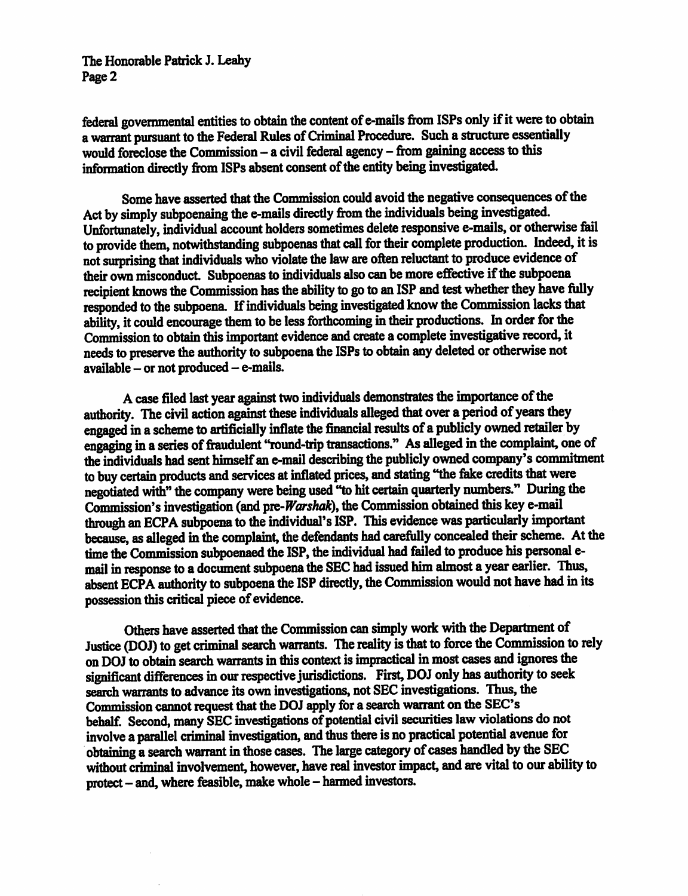federal governmental entities to obtain the content of e-mails from ISPs only if it were to obtain a warrant pursuant to the Federal Rules of Criminal Procedure. Such a structure essentially would foreclose the Commission – a civil federal agency – from gaining access to this information directly from ISPs absent consent of the entity being investigated.

Some have asserted that the Commission could avoid the negative consequences of the Act by simply subpoenaing the e-mails directly from the individuals being investigated. Unfortunately, individual account holders sometimes delete responsive e-mails, or otherwise fail to provide them, notwithstanding subpoenas that call for their complete production. Indeed, it is not surprising that individuals who violate the law are often reluctant to produce evidence of their own misconduct. Subpoenas to individuals also can be more effective if the subpoena recipient knows the Commission has the ability to go to an ISP and test whether they have fully responded to the subpoena. If individuals being investigated know the Commission lacks that ability, it could encourage them to be less forthcoming in their productions. In order for the Commission to obtain this important evidence and create a complete investigative record, it needs to preserve the authority to subpoena the ISPs to obtain any deleted or otherwise not available – or not produced – e-mails.

A case filed last year against two individuals demonstrates the importance of the authority. The civil action against these individuals alleged that over a period of years they engaged in a scheme to artificially inflate the financial results of a publicly owned retailer by engaging in a series of fraudulent "round-trip transactions." As alleged in the complaint, one of the individuals had sent himself an e-mail describing the publicly owned company's commitment to buy certain products and services at inflated prices, and stating "the fake credits that were negotiated with" the company were being used "to hit certain quarterly numbers." During the Commission's investigation (and pre-*Warshak*), the Commission obtained this key e-mail through an ECPA subpoena to the individual's ISP. This evidence was particularly important because, as alleged in the complaint, the defendants had carefully concealed their scheme. At the time the Commission subpoenaed the ISP, the individual had failed to produce his personal e-mail in response to a document subpoena the SEC had issued him almost a year earlier. Thus, absent ECPA authority to subpoena the ISP directly, the Commission would not have had in its possession this critical piece of evidence.

Others have asserted that the Commission can simply work with the Department of Justice (DOJ) to get criminal search warrants. The reality is that to force the Commission to rely on DOJ to obtain search warrants in this context is impractical in most cases and ignores the significant differences in our respective jurisdictions. First, DOJ only has authority to seek search warrants to advance its own investigations, not SEC investigations. Thus, the Commission cannot request that the DOJ apply for a search warrant on the SEC's behalf. Second, many SEC investigations of potential civil securities law violations do not involve a parallel criminal investigation, and thus there is no practical potential avenue for obtaining a search warrant in those cases. The large category of cases handled by the SEC without criminal involvement, however, have real investor impact, and are vital to our ability to protect – and, where feasible, make whole – harmed investors.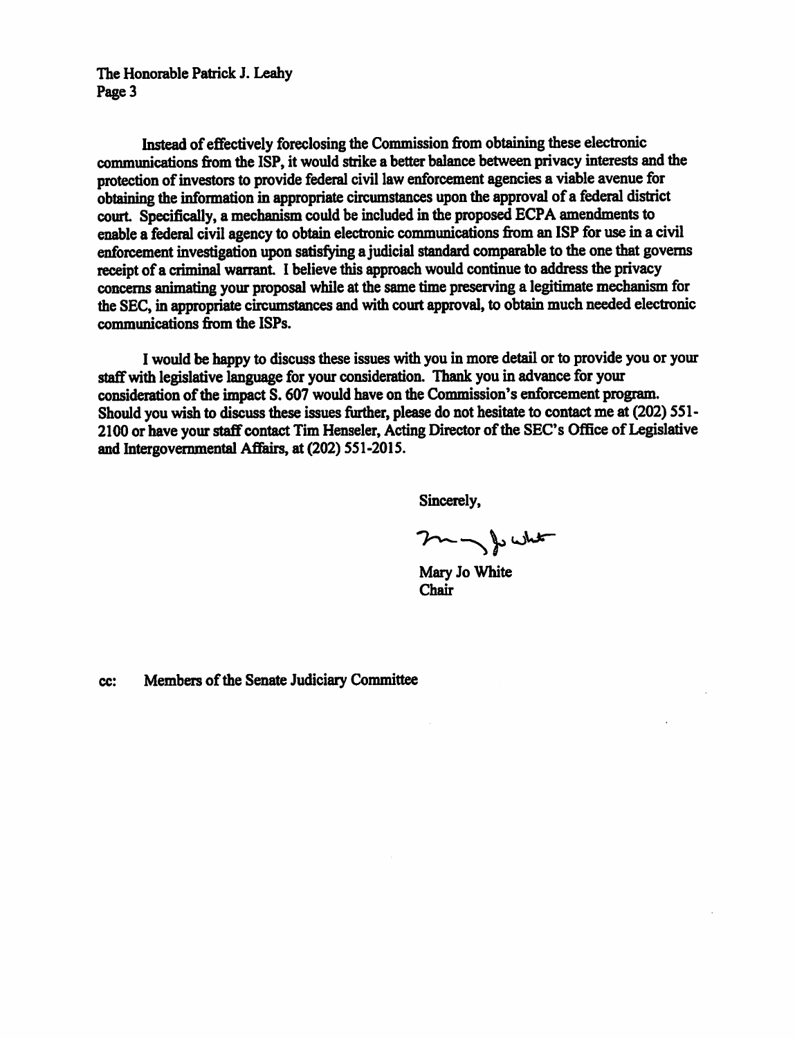Instead of effectively foreclosing the Commission from obtaining these electronic communications from the ISP, it would strike a better balance between privacy interests and the protection of investors to provide federal civil law enforcement agencies a viable avenue for obtaining the information in appropriate circumstances upon the approval of a federal district court. Specifically, a mechanism could be included in the proposed ECPA amendments to enable a federal civil agency to obtain electronic communications from an ISP for use in a civil enforcement investigation upon satisfying a judicial standard comparable to the one that governs receipt of a criminal warrant. I believe this approach would continue to address the privacy concerns animating your proposal while at the same time preserving a legitimate mechanism for the SEC, in appropriate circumstances and with court approval, to obtain much needed electronic communications from the ISPs.

I would be happy to discuss these issues with you in more detail or to provide you or your staff with legislative language for your consideration. Thank you in advance for your consideration of the impact S. 607 would have on the Commission's enforcement program. Should you wish to discuss these issues further, please do not hesitate to contact me at (202) 551-2100 or have your staff contact Tim Henseler, Acting Director of the SEC's Office of Legislative and Intergovernmental Affairs, at (202) 551-2015.

Sincerely,

Mary Jo White
Chair

cc: Members of the Senate Judiciary Committee